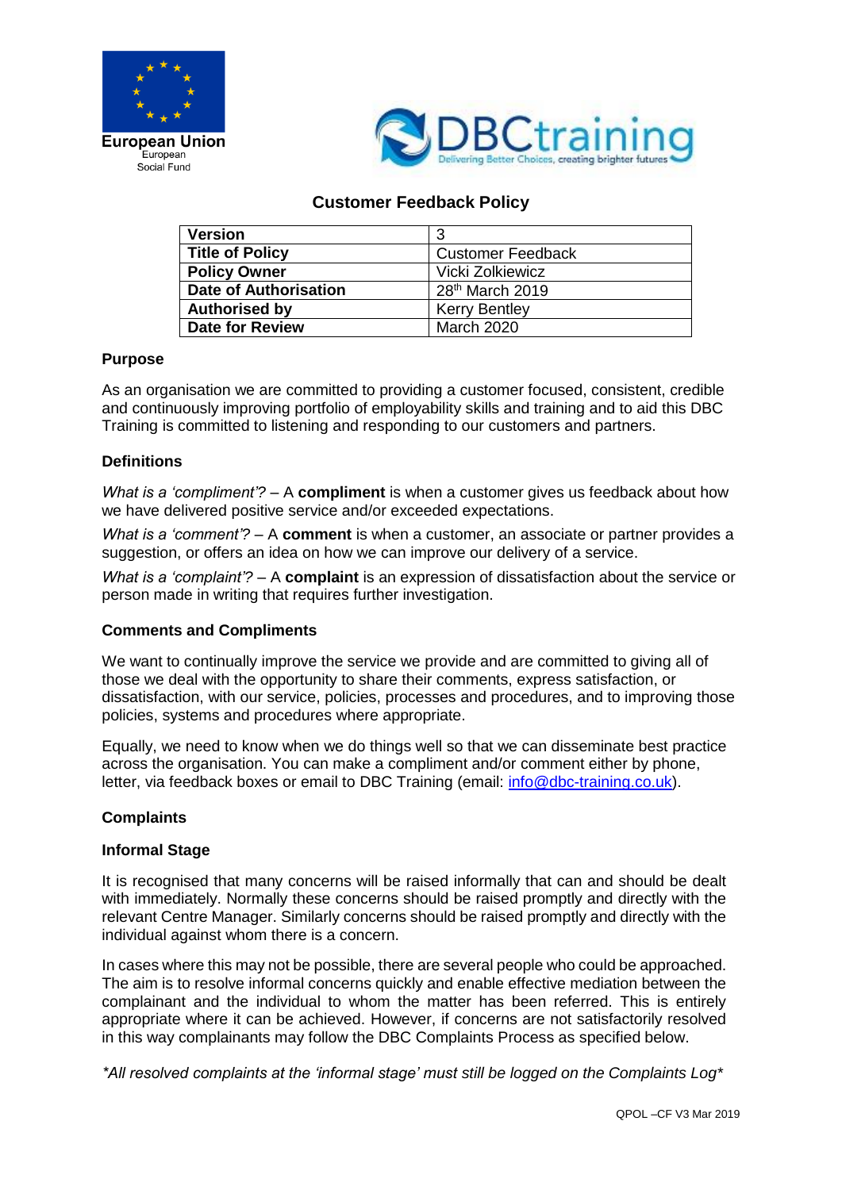European Union
European
Social Fund

DBCtraining
Delivering Better Choices, creating brighter futures

# Customer Feedback Policy

| Version | 3 |
|---|---|
| Title of Policy | Customer Feedback |
| Policy Owner | Vicki Zolkiewicz |
| Date of Authorisation | 28th March 2019 |
| Authorised by | Kerry Bentley |
| Date for Review | March 2020 |

## Purpose

As an organisation we are committed to providing a customer focused, consistent, credible and continuously improving portfolio of employability skills and training and to aid this DBC Training is committed to listening and responding to our customers and partners.

## Definitions

*What is a 'compliment'?* – A **compliment** is when a customer gives us feedback about how we have delivered positive service and/or exceeded expectations.

*What is a 'comment'?* – A **comment** is when a customer, an associate or partner provides a suggestion, or offers an idea on how we can improve our delivery of a service.

*What is a 'complaint'?* – A **complaint** is an expression of dissatisfaction about the service or person made in writing that requires further investigation.

## Comments and Compliments

We want to continually improve the service we provide and are committed to giving all of those we deal with the opportunity to share their comments, express satisfaction, or dissatisfaction, with our service, policies, processes and procedures, and to improving those policies, systems and procedures where appropriate.

Equally, we need to know when we do things well so that we can disseminate best practice across the organisation. You can make a compliment and/or comment either by phone, letter, via feedback boxes or email to DBC Training (email: info@dbc-training.co.uk).

## Complaints

### Informal Stage

It is recognised that many concerns will be raised informally that can and should be dealt with immediately. Normally these concerns should be raised promptly and directly with the relevant Centre Manager. Similarly concerns should be raised promptly and directly with the individual against whom there is a concern.

In cases where this may not be possible, there are several people who could be approached. The aim is to resolve informal concerns quickly and enable effective mediation between the complainant and the individual to whom the matter has been referred. This is entirely appropriate where it can be achieved. However, if concerns are not satisfactorily resolved in this way complainants may follow the DBC Complaints Process as specified below.

**All resolved complaints at the 'informal stage' must still be logged on the Complaints Log**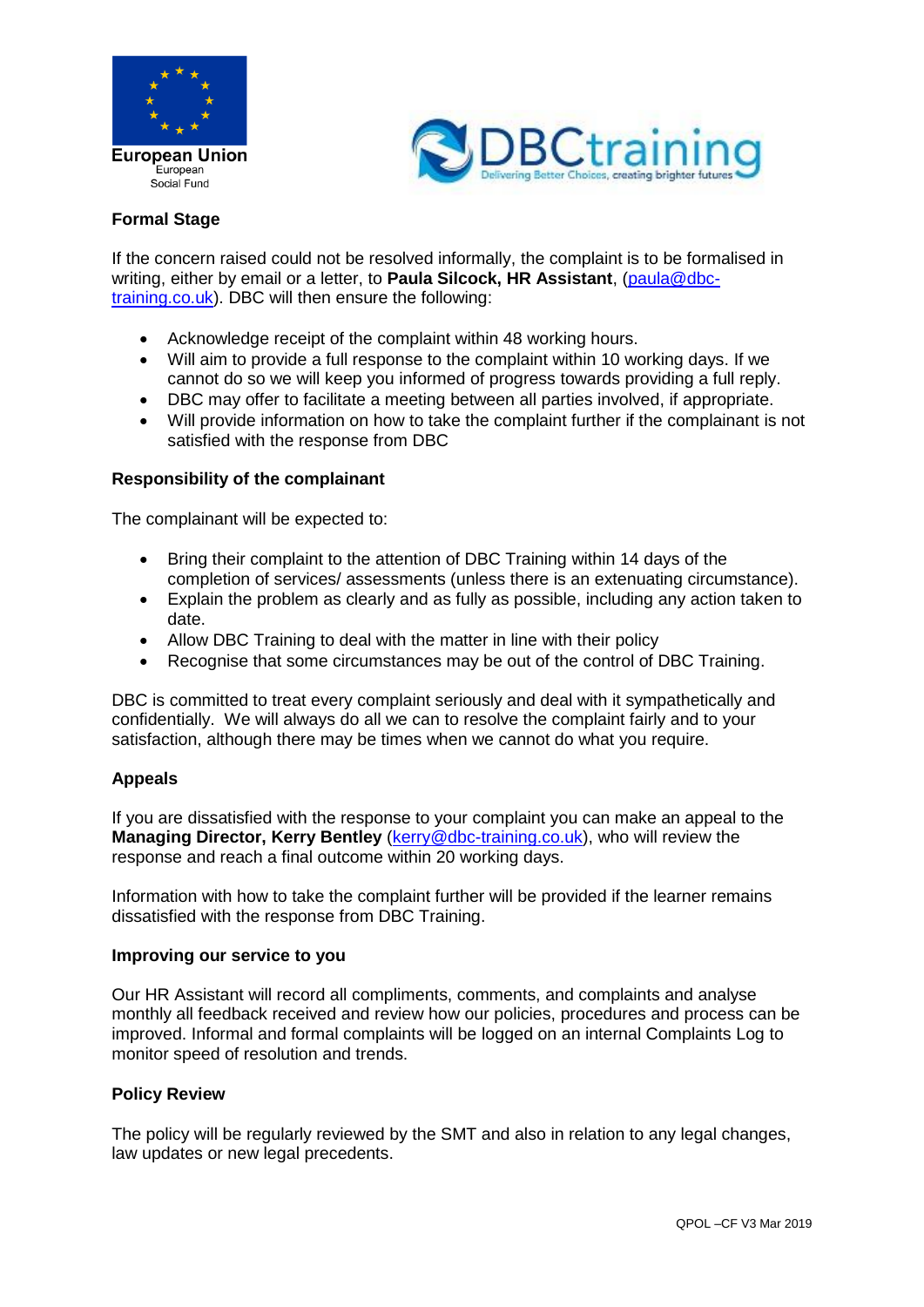## Formal Stage

If the concern raised could not be resolved informally, the complaint is to be formalised in writing, either by email or a letter, to **Paula Silcock, HR Assistant**, (paula@dbc-training.co.uk). DBC will then ensure the following:

- Acknowledge receipt of the complaint within 48 working hours.
- Will aim to provide a full response to the complaint within 10 working days. If we cannot do so we will keep you informed of progress towards providing a full reply.
- DBC may offer to facilitate a meeting between all parties involved, if appropriate.
- Will provide information on how to take the complaint further if the complainant is not satisfied with the response from DBC

## Responsibility of the complainant

The complainant will be expected to:

- Bring their complaint to the attention of DBC Training within 14 days of the completion of services/ assessments (unless there is an extenuating circumstance).
- Explain the problem as clearly and as fully as possible, including any action taken to date.
- Allow DBC Training to deal with the matter in line with their policy
- Recognise that some circumstances may be out of the control of DBC Training.

DBC is committed to treat every complaint seriously and deal with it sympathetically and confidentially. We will always do all we can to resolve the complaint fairly and to your satisfaction, although there may be times when we cannot do what you require.

## Appeals

If you are dissatisfied with the response to your complaint you can make an appeal to the **Managing Director, Kerry Bentley** (kerry@dbc-training.co.uk), who will review the response and reach a final outcome within 20 working days.

Information with how to take the complaint further will be provided if the learner remains dissatisfied with the response from DBC Training.

## Improving our service to you

Our HR Assistant will record all compliments, comments, and complaints and analyse monthly all feedback received and review how our policies, procedures and process can be improved. Informal and formal complaints will be logged on an internal Complaints Log to monitor speed of resolution and trends.

## Policy Review

The policy will be regularly reviewed by the SMT and also in relation to any legal changes, law updates or new legal precedents.

QPOL –CF V3 Mar 2019